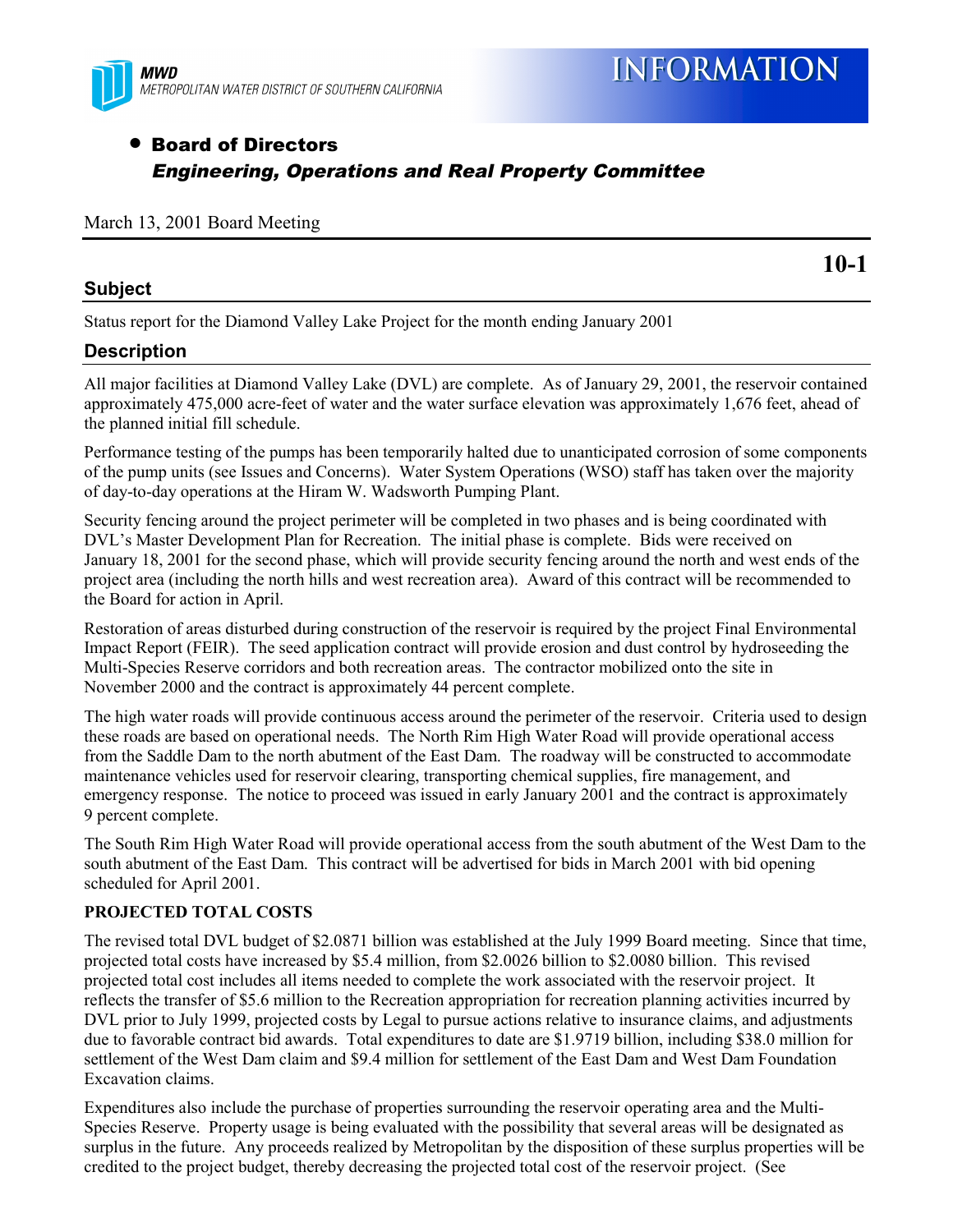**MWD**
*METROPOLITAN WATER DISTRICT OF SOUTHERN CALIFORNIA*

# INFORMATION

- **Board of Directors**
  ***Engineering, Operations and Real Property Committee***

March 13, 2001 Board Meeting

**10-1**

## Subject

Status report for the Diamond Valley Lake Project for the month ending January 2001

## Description

All major facilities at Diamond Valley Lake (DVL) are complete. As of January 29, 2001, the reservoir contained approximately 475,000 acre-feet of water and the water surface elevation was approximately 1,676 feet, ahead of the planned initial fill schedule.

Performance testing of the pumps has been temporarily halted due to unanticipated corrosion of some components of the pump units (see Issues and Concerns). Water System Operations (WSO) staff has taken over the majority of day-to-day operations at the Hiram W. Wadsworth Pumping Plant.

Security fencing around the project perimeter will be completed in two phases and is being coordinated with DVL's Master Development Plan for Recreation. The initial phase is complete. Bids were received on January 18, 2001 for the second phase, which will provide security fencing around the north and west ends of the project area (including the north hills and west recreation area). Award of this contract will be recommended to the Board for action in April.

Restoration of areas disturbed during construction of the reservoir is required by the project Final Environmental Impact Report (FEIR). The seed application contract will provide erosion and dust control by hydroseeding the Multi-Species Reserve corridors and both recreation areas. The contractor mobilized onto the site in November 2000 and the contract is approximately 44 percent complete.

The high water roads will provide continuous access around the perimeter of the reservoir. Criteria used to design these roads are based on operational needs. The North Rim High Water Road will provide operational access from the Saddle Dam to the north abutment of the East Dam. The roadway will be constructed to accommodate maintenance vehicles used for reservoir clearing, transporting chemical supplies, fire management, and emergency response. The notice to proceed was issued in early January 2001 and the contract is approximately 9 percent complete.

The South Rim High Water Road will provide operational access from the south abutment of the West Dam to the south abutment of the East Dam. This contract will be advertised for bids in March 2001 with bid opening scheduled for April 2001.

**PROJECTED TOTAL COSTS**

The revised total DVL budget of $2.0871 billion was established at the July 1999 Board meeting. Since that time, projected total costs have increased by $5.4 million, from $2.0026 billion to $2.0080 billion. This revised projected total cost includes all items needed to complete the work associated with the reservoir project. It reflects the transfer of $5.6 million to the Recreation appropriation for recreation planning activities incurred by DVL prior to July 1999, projected costs by Legal to pursue actions relative to insurance claims, and adjustments due to favorable contract bid awards. Total expenditures to date are $1.9719 billion, including $38.0 million for settlement of the West Dam claim and $9.4 million for settlement of the East Dam and West Dam Foundation Excavation claims.

Expenditures also include the purchase of properties surrounding the reservoir operating area and the Multi-Species Reserve. Property usage is being evaluated with the possibility that several areas will be designated as surplus in the future. Any proceeds realized by Metropolitan by the disposition of these surplus properties will be credited to the project budget, thereby decreasing the projected total cost of the reservoir project. (See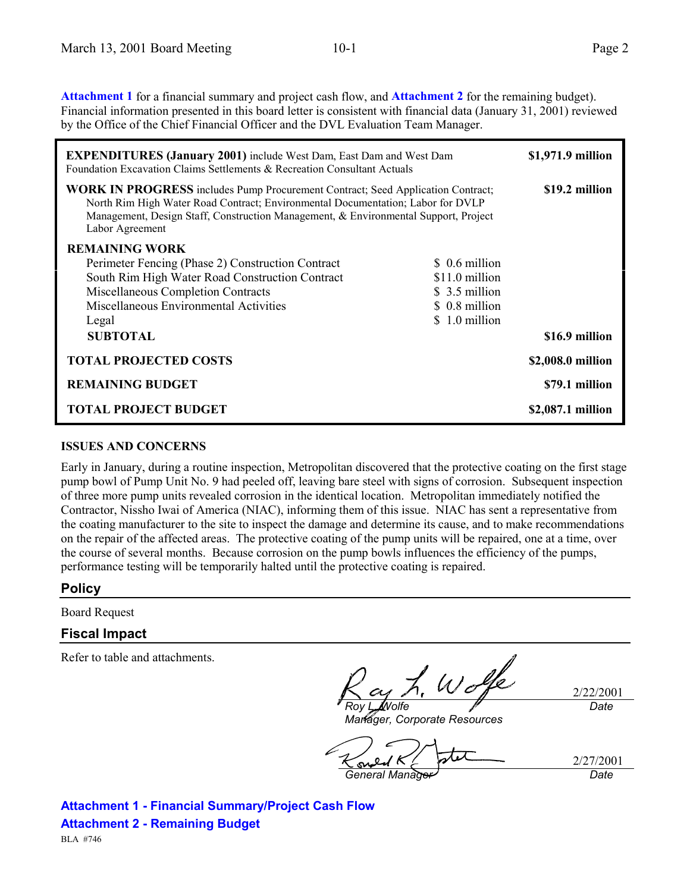**Attachment 1** for a financial summary and project cash flow, and **Attachment 2** for the remaining budget). Financial information presented in this board letter is consistent with financial data (January 31, 2001) reviewed by the Office of the Chief Financial Officer and the DVL Evaluation Team Manager.

| | | |
|---|---|---|
| **EXPENDITURES (January 2001)** include West Dam, East Dam and West Dam Foundation Excavation Claims Settlements & Recreation Consultant Actuals | | **$1,971.9 million** |
| **WORK IN PROGRESS** includes Pump Procurement Contract; Seed Application Contract; North Rim High Water Road Contract; Environmental Documentation; Labor for DVLP Management, Design Staff, Construction Management, & Environmental Support, Project Labor Agreement | | **$19.2 million** |
| **REMAINING WORK** | | |
| Perimeter Fencing (Phase 2) Construction Contract | $ 0.6 million | |
| South Rim High Water Road Construction Contract | $11.0 million | |
| Miscellaneous Completion Contracts | $ 3.5 million | |
| Miscellaneous Environmental Activities | $ 0.8 million | |
| Legal | $ 1.0 million | |
| **SUBTOTAL** | | **$16.9 million** |
| **TOTAL PROJECTED COSTS** | | **$2,008.0 million** |
| **REMAINING BUDGET** | | **$79.1 million** |
| **TOTAL PROJECT BUDGET** | | **$2,087.1 million** |

**ISSUES AND CONCERNS**

Early in January, during a routine inspection, Metropolitan discovered that the protective coating on the first stage pump bowl of Pump Unit No. 9 had peeled off, leaving bare steel with signs of corrosion. Subsequent inspection of three more pump units revealed corrosion in the identical location. Metropolitan immediately notified the Contractor, Nissho Iwai of America (NIAC), informing them of this issue. NIAC has sent a representative from the coating manufacturer to the site to inspect the damage and determine its cause, and to make recommendations on the repair of the affected areas. The protective coating of the pump units will be repaired, one at a time, over the course of several months. Because corrosion on the pump bowls influences the efficiency of the pumps, performance testing will be temporarily halted until the protective coating is repaired.

## Policy

Board Request

## Fiscal Impact

Refer to table and attachments.

*Roy L. Wolfe*
*Manager, Corporate Resources* — 2/22/2001 *Date*

*General Manager* — 2/27/2001 *Date*

**Attachment 1 - Financial Summary/Project Cash Flow**

**Attachment 2 - Remaining Budget**

BLA #746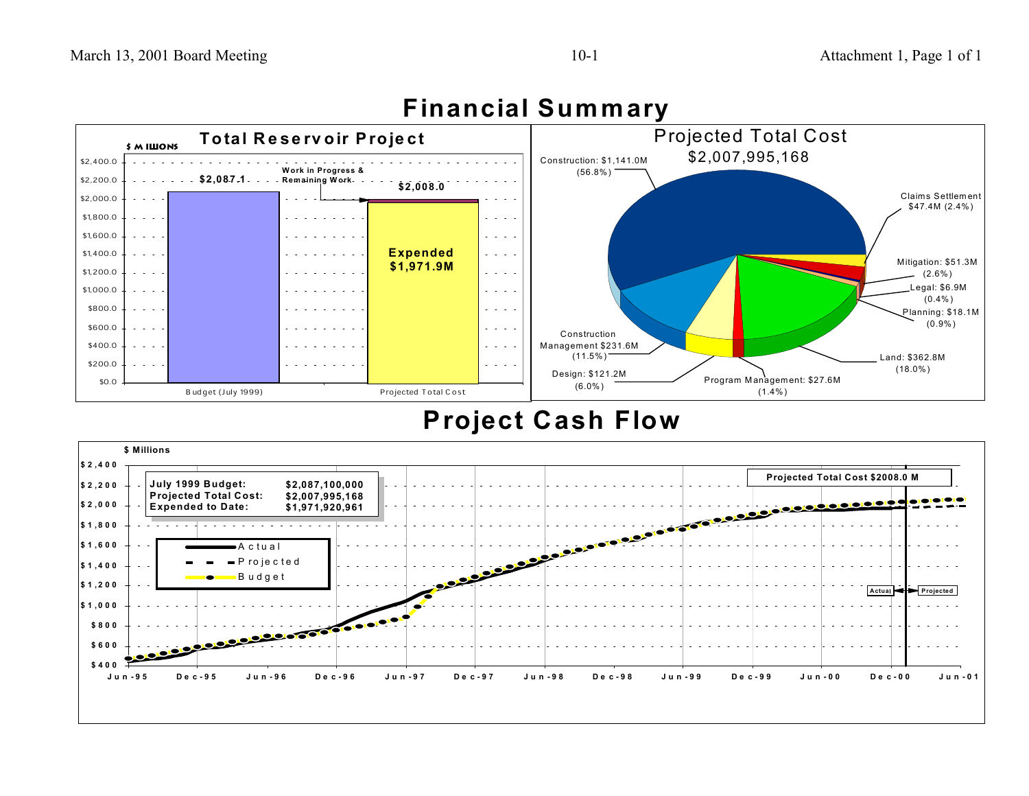# Financial Summary

## Total Reservoir Project

$ Millions

| | Budget (July 1999) | Projected Total Cost |
|---|---|---|
| Total | $2,087.1 | $2,008.0 |
| Expended | | $1,971.9M |
| Work in Progress & Remaining Work | | |

## Projected Total Cost $2,007,995,168

- Construction: $1,141.0M (56.8%)
- Claims Settlement $47.4M (2.4%)
- Mitigation: $51.3M (2.6%)
- Legal: $6.9M (0.4%)
- Planning: $18.1M (0.9%)
- Land: $362.8M (18.0%)
- Program Management: $27.6M (1.4%)
- Design: $121.2M (6.0%)
- Construction Management $231.6M (11.5%)

# Project Cash Flow

$ Millions

| | |
|---|---|
| July 1999 Budget: | $2,087,100,000 |
| Projected Total Cost: | $2,007,995,168 |
| Expended to Date: | $1,971,920,961 |

Projected Total Cost $2008.0 M

Legend: Actual, Projected, Budget

Actual / Projected

Jun-95, Dec-95, Jun-96, Dec-96, Jun-97, Dec-97, Jun-98, Dec-98, Jun-99, Dec-99, Jun-00, Dec-00, Jun-01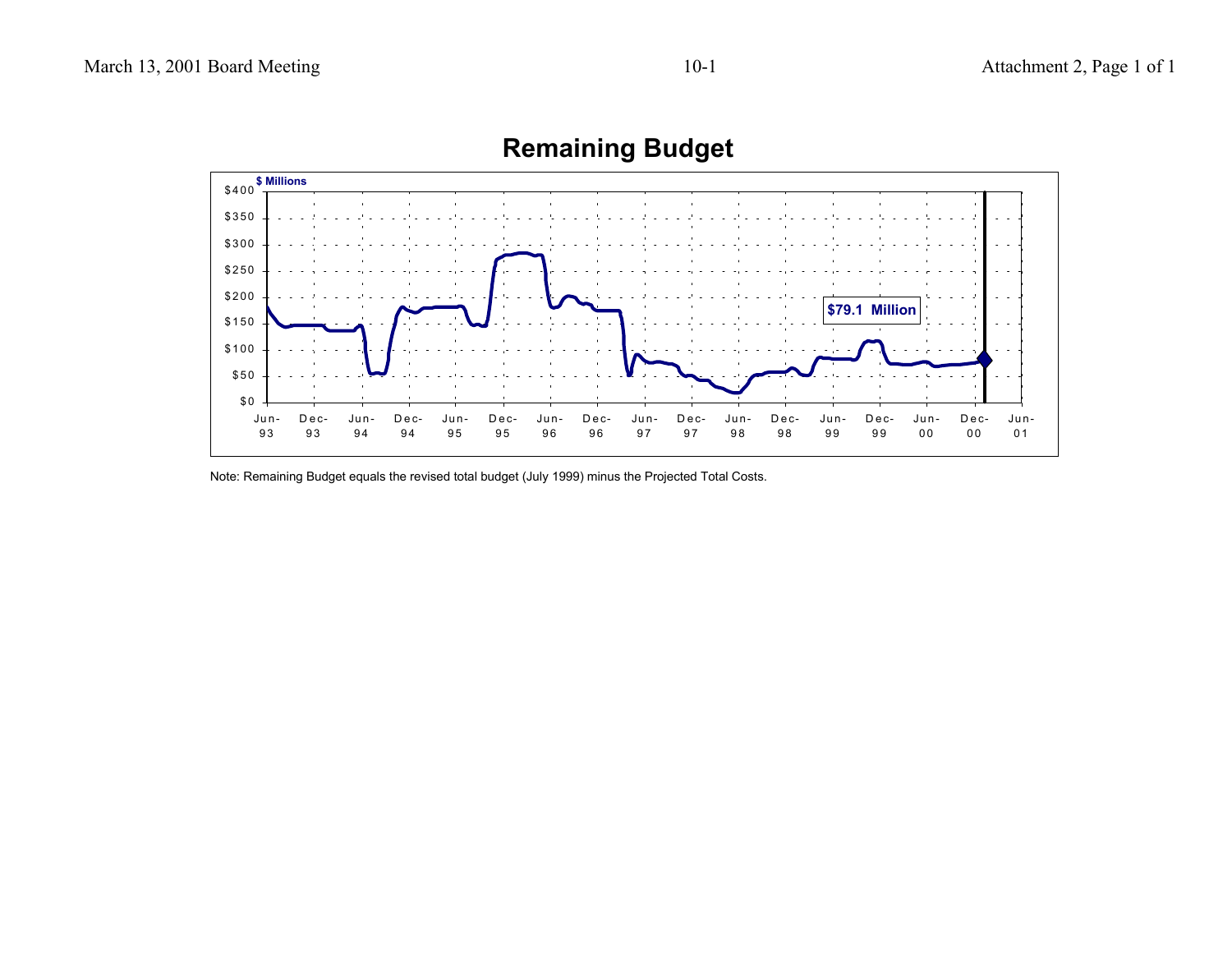# Remaining Budget

$ Millions

$400
$350
$300
$250
$200
$150
$100
$50
$0

Jun-93
Dec-93
Jun-94
Dec-94
Jun-95
Dec-95
Jun-96
Dec-96
Jun-97
Dec-97
Jun-98
Dec-98
Jun-99
Dec-99
Jun-00
Dec-00
Jun-01

$79.1 Million

Note: Remaining Budget equals the revised total budget (July 1999) minus the Projected Total Costs.